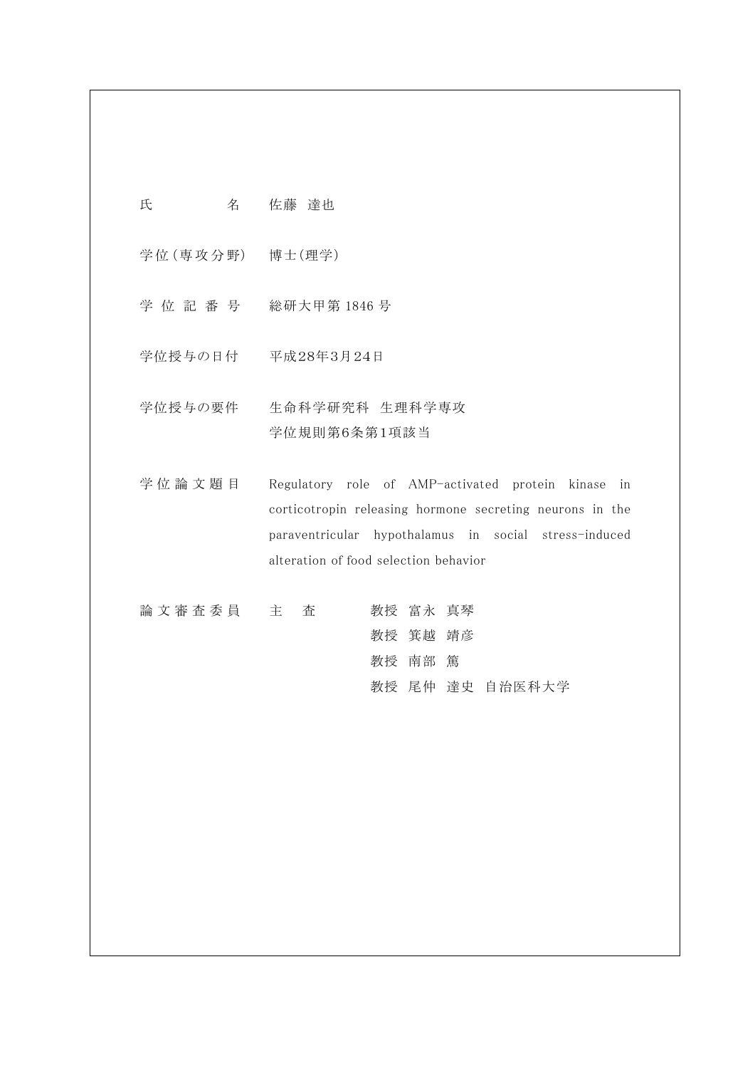氏　　　　名　佐藤　達也

学位（専攻分野）　博士(理学)

学 位 記 番 号　総研大甲第 1846 号

学位授与の日付　平成28年3月24日

学位授与の要件　生命科学研究科　生理科学専攻
学位規則第6条第1項該当

学 位 論 文 題 目　Regulatory role of AMP-activated protein kinase in corticotropin releasing hormone secreting neurons in the paraventricular hypothalamus in social stress-induced alteration of food selection behavior

論 文 審 査 委 員　主　査　教授　富永　真琴
教授　箕越　靖彦
教授　南部　篤
教授　尾仲　達史　自治医科大学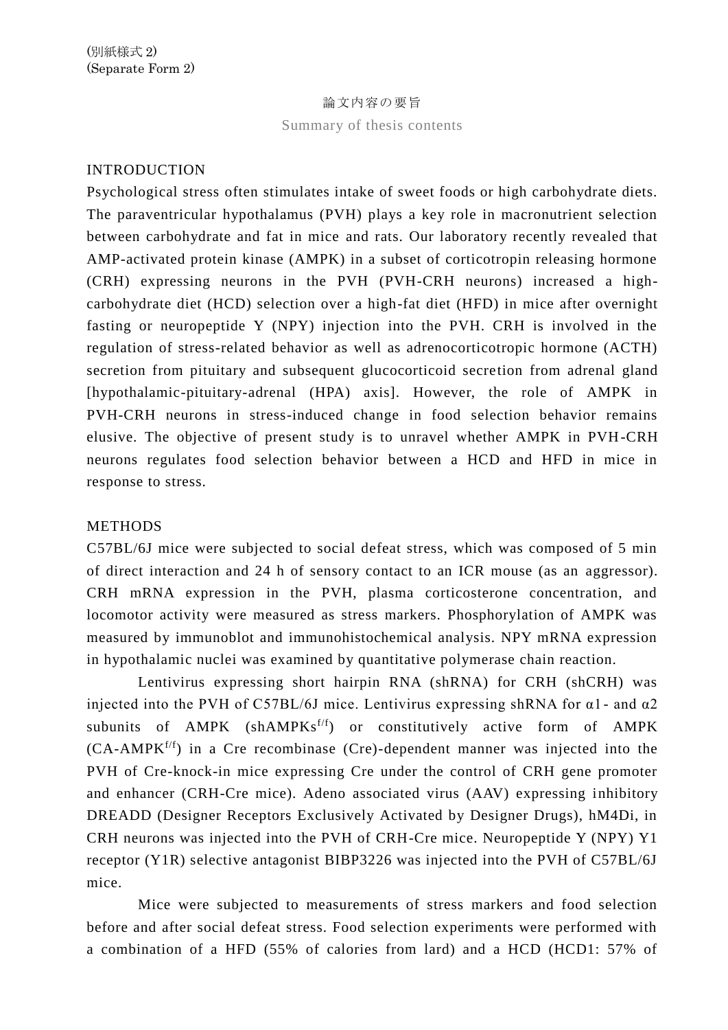(別紙様式 2)
(Separate Form 2)

論文内容の要旨

Summary of thesis contents

## INTRODUCTION

Psychological stress often stimulates intake of sweet foods or high carbohydrate diets. The paraventricular hypothalamus (PVH) plays a key role in macronutrient selection between carbohydrate and fat in mice and rats. Our laboratory recently revealed that AMP-activated protein kinase (AMPK) in a subset of corticotropin releasing hormone (CRH) expressing neurons in the PVH (PVH-CRH neurons) increased a high-carbohydrate diet (HCD) selection over a high-fat diet (HFD) in mice after overnight fasting or neuropeptide Y (NPY) injection into the PVH. CRH is involved in the regulation of stress-related behavior as well as adrenocorticotropic hormone (ACTH) secretion from pituitary and subsequent glucocorticoid secretion from adrenal gland [hypothalamic-pituitary-adrenal (HPA) axis]. However, the role of AMPK in PVH-CRH neurons in stress-induced change in food selection behavior remains elusive. The objective of present study is to unravel whether AMPK in PVH-CRH neurons regulates food selection behavior between a HCD and HFD in mice in response to stress.

## METHODS

C57BL/6J mice were subjected to social defeat stress, which was composed of 5 min of direct interaction and 24 h of sensory contact to an ICR mouse (as an aggressor). CRH mRNA expression in the PVH, plasma corticosterone concentration, and locomotor activity were measured as stress markers. Phosphorylation of AMPK was measured by immunoblot and immunohistochemical analysis. NPY mRNA expression in hypothalamic nuclei was examined by quantitative polymerase chain reaction.

Lentivirus expressing short hairpin RNA (shRNA) for CRH (shCRH) was injected into the PVH of C57BL/6J mice. Lentivirus expressing shRNA for α1- and α2 subunits of AMPK (shAMPKs$^{f/f}$) or constitutively active form of AMPK (CA-AMPK$^{f/f}$) in a Cre recombinase (Cre)-dependent manner was injected into the PVH of Cre-knock-in mice expressing Cre under the control of CRH gene promoter and enhancer (CRH-Cre mice). Adeno associated virus (AAV) expressing inhibitory DREADD (Designer Receptors Exclusively Activated by Designer Drugs), hM4Di, in CRH neurons was injected into the PVH of CRH-Cre mice. Neuropeptide Y (NPY) Y1 receptor (Y1R) selective antagonist BIBP3226 was injected into the PVH of C57BL/6J mice.

Mice were subjected to measurements of stress markers and food selection before and after social defeat stress. Food selection experiments were performed with a combination of a HFD (55% of calories from lard) and a HCD (HCD1: 57% of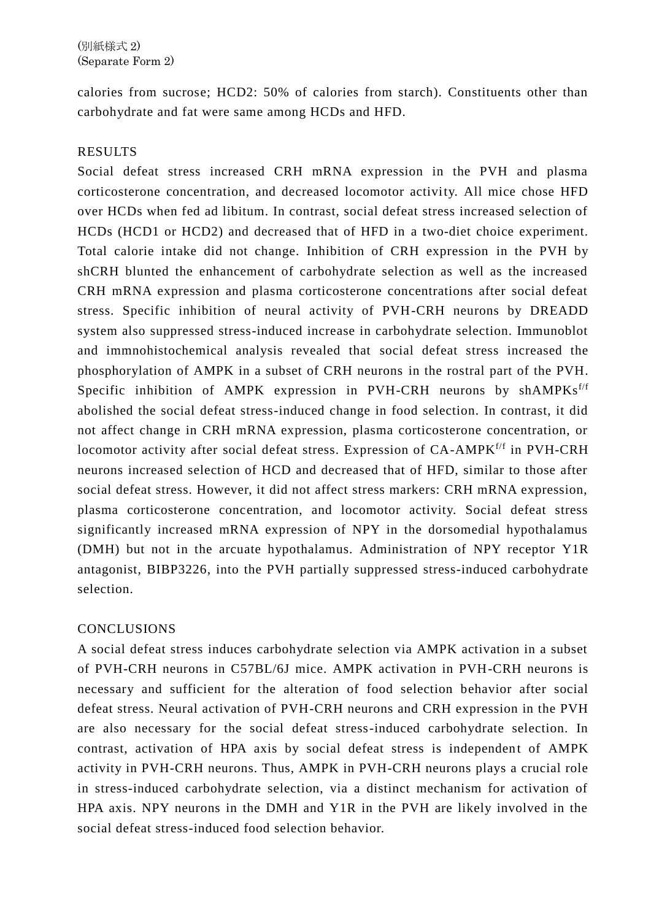calories from sucrose; HCD2: 50% of calories from starch). Constituents other than carbohydrate and fat were same among HCDs and HFD.

## RESULTS

Social defeat stress increased CRH mRNA expression in the PVH and plasma corticosterone concentration, and decreased locomotor activity. All mice chose HFD over HCDs when fed ad libitum. In contrast, social defeat stress increased selection of HCDs (HCD1 or HCD2) and decreased that of HFD in a two-diet choice experiment. Total calorie intake did not change. Inhibition of CRH expression in the PVH by shCRH blunted the enhancement of carbohydrate selection as well as the increased CRH mRNA expression and plasma corticosterone concentrations after social defeat stress. Specific inhibition of neural activity of PVH-CRH neurons by DREADD system also suppressed stress-induced increase in carbohydrate selection. Immunoblot and immnohistochemical analysis revealed that social defeat stress increased the phosphorylation of AMPK in a subset of CRH neurons in the rostral part of the PVH. Specific inhibition of AMPK expression in PVH-CRH neurons by shAMPKs$^{f/f}$ abolished the social defeat stress-induced change in food selection. In contrast, it did not affect change in CRH mRNA expression, plasma corticosterone concentration, or locomotor activity after social defeat stress. Expression of CA-AMPK$^{f/f}$ in PVH-CRH neurons increased selection of HCD and decreased that of HFD, similar to those after social defeat stress. However, it did not affect stress markers: CRH mRNA expression, plasma corticosterone concentration, and locomotor activity. Social defeat stress significantly increased mRNA expression of NPY in the dorsomedial hypothalamus (DMH) but not in the arcuate hypothalamus. Administration of NPY receptor Y1R antagonist, BIBP3226, into the PVH partially suppressed stress-induced carbohydrate selection.

## CONCLUSIONS

A social defeat stress induces carbohydrate selection via AMPK activation in a subset of PVH-CRH neurons in C57BL/6J mice. AMPK activation in PVH-CRH neurons is necessary and sufficient for the alteration of food selection behavior after social defeat stress. Neural activation of PVH-CRH neurons and CRH expression in the PVH are also necessary for the social defeat stress-induced carbohydrate selection. In contrast, activation of HPA axis by social defeat stress is independent of AMPK activity in PVH-CRH neurons. Thus, AMPK in PVH-CRH neurons plays a crucial role in stress-induced carbohydrate selection, via a distinct mechanism for activation of HPA axis. NPY neurons in the DMH and Y1R in the PVH are likely involved in the social defeat stress-induced food selection behavior.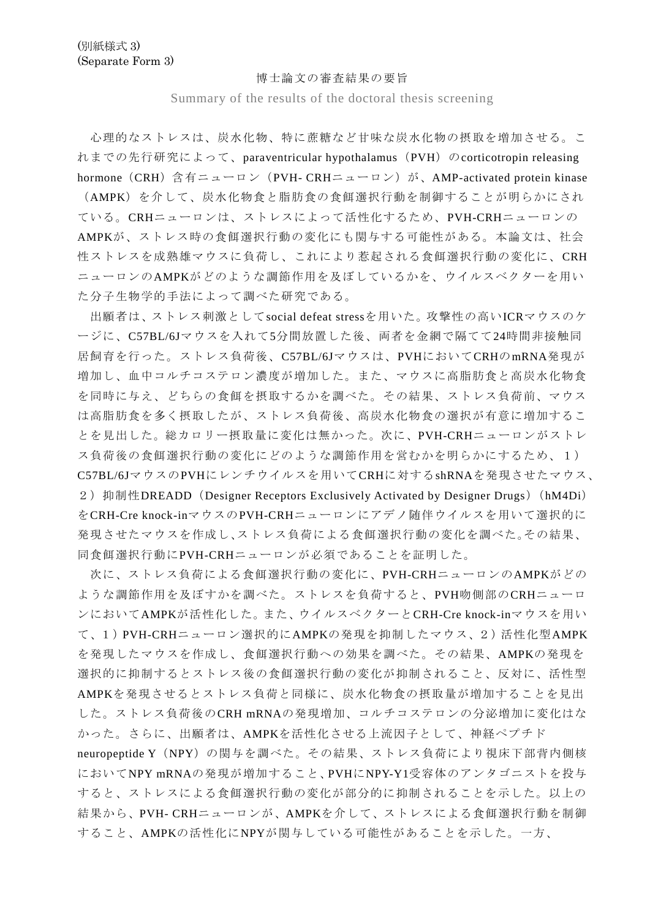(別紙様式 3)
(Separate Form 3)

博士論文の審査結果の要旨

Summary of the results of the doctoral thesis screening

心理的なストレスは、炭水化物、特に蔗糖など甘味な炭水化物の摂取を増加させる。これまでの先行研究によって、paraventricular hypothalamus（PVH）のcorticotropin releasing hormone（CRH）含有ニューロン（PVH- CRHニューロン）が、AMP-activated protein kinase（AMPK）を介して、炭水化物食と脂肪食の食餌選択行動を制御することが明らかにされている。CRHニューロンは、ストレスによって活性化するため、PVH-CRHニューロンのAMPKが、ストレス時の食餌選択行動の変化にも関与する可能性がある。本論文は、社会性ストレスを成熟雄マウスに負荷し、これにより惹起される食餌選択行動の変化に、CRHニューロンのAMPKがどのような調節作用を及ぼしているかを、ウイルスベクターを用いた分子生物学的手法によって調べた研究である。

出願者は、ストレス刺激としてsocial defeat stressを用いた。攻撃性の高いICRマウスのケージに、C57BL/6Jマウスを入れて5分間放置した後、両者を金網で隔てて24時間非接触同居飼育を行った。ストレス負荷後、C57BL/6Jマウスは、PVHにおいてCRHのmRNA発現が増加し、血中コルチコステロン濃度が増加した。また、マウスに高脂肪食と高炭水化物食を同時に与え、どちらの食餌を摂取するかを調べた。その結果、ストレス負荷前、マウスは高脂肪食を多く摂取したが、ストレス負荷後、高炭水化物食の選択が有意に増加することを見出した。総カロリー摂取量に変化は無かった。次に、PVH-CRHニューロンがストレス負荷後の食餌選択行動の変化にどのような調節作用を営むかを明らかにするため、１）C57BL/6JマウスのPVHにレンチウイルスを用いてCRHに対するshRNAを発現させたマウス、２）抑制性DREADD（Designer Receptors Exclusively Activated by Designer Drugs）（hM4Di）をCRH-Cre knock-inマウスのPVH-CRHニューロンにアデノ随伴ウイルスを用いて選択的に発現させたマウスを作成し、ストレス負荷による食餌選択行動の変化を調べた。その結果、同食餌選択行動にPVH-CRHニューロンが必須であることを証明した。

次に、ストレス負荷による食餌選択行動の変化に、PVH-CRHニューロンのAMPKがどのような調節作用を及ぼすかを調べた。ストレスを負荷すると、PVH吻側部のCRHニューロンにおいてAMPKが活性化した。また、ウイルスベクターとCRH-Cre knock-inマウスを用いて、１）PVH-CRHニューロン選択的にAMPKの発現を抑制したマウス、２）活性化型AMPKを発現したマウスを作成し、食餌選択行動への効果を調べた。その結果、AMPKの発現を選択的に抑制するとストレス後の食餌選択行動の変化が抑制されること、反対に、活性型AMPKを発現させるとストレス負荷と同様に、炭水化物食の摂取量が増加することを見出した。ストレス負荷後のCRH mRNAの発現増加、コルチコステロンの分泌増加に変化はなかった。さらに、出願者は、AMPKを活性化させる上流因子として、神経ペプチドneuropeptide Y（NPY）の関与を調べた。その結果、ストレス負荷により視床下部背内側核においてNPY mRNAの発現が増加すること、PVHにNPY-Y1受容体のアンタゴニストを投与すると、ストレスによる食餌選択行動の変化が部分的に抑制されることを示した。以上の結果から、PVH- CRHニューロンが、AMPKを介して、ストレスによる食餌選択行動を制御すること、AMPKの活性化にNPYが関与している可能性があることを示した。一方、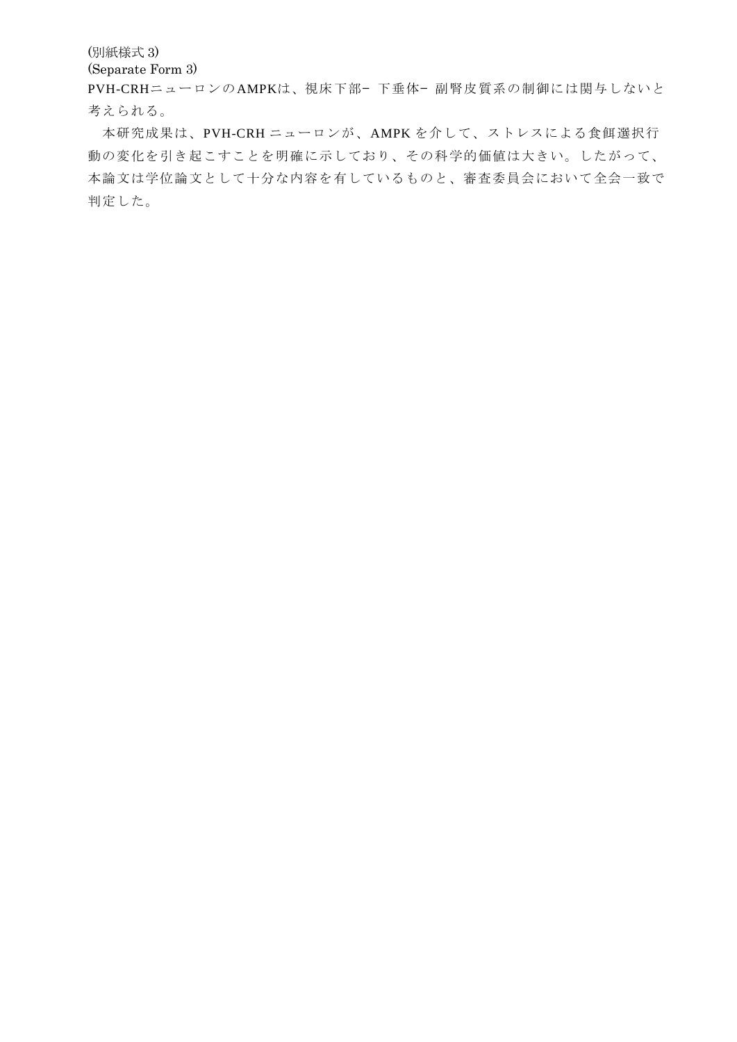(別紙様式 3)
(Separate Form 3)

PVH-CRHニューロンのAMPKは、視床下部– 下垂体– 副腎皮質系の制御には関与しないと考えられる。

本研究成果は、PVH-CRH ニューロンが、AMPK を介して、ストレスによる食餌選択行動の変化を引き起こすことを明確に示しており、その科学的価値は大きい。したがって、本論文は学位論文として十分な内容を有しているものと、審査委員会において全会一致で判定した。